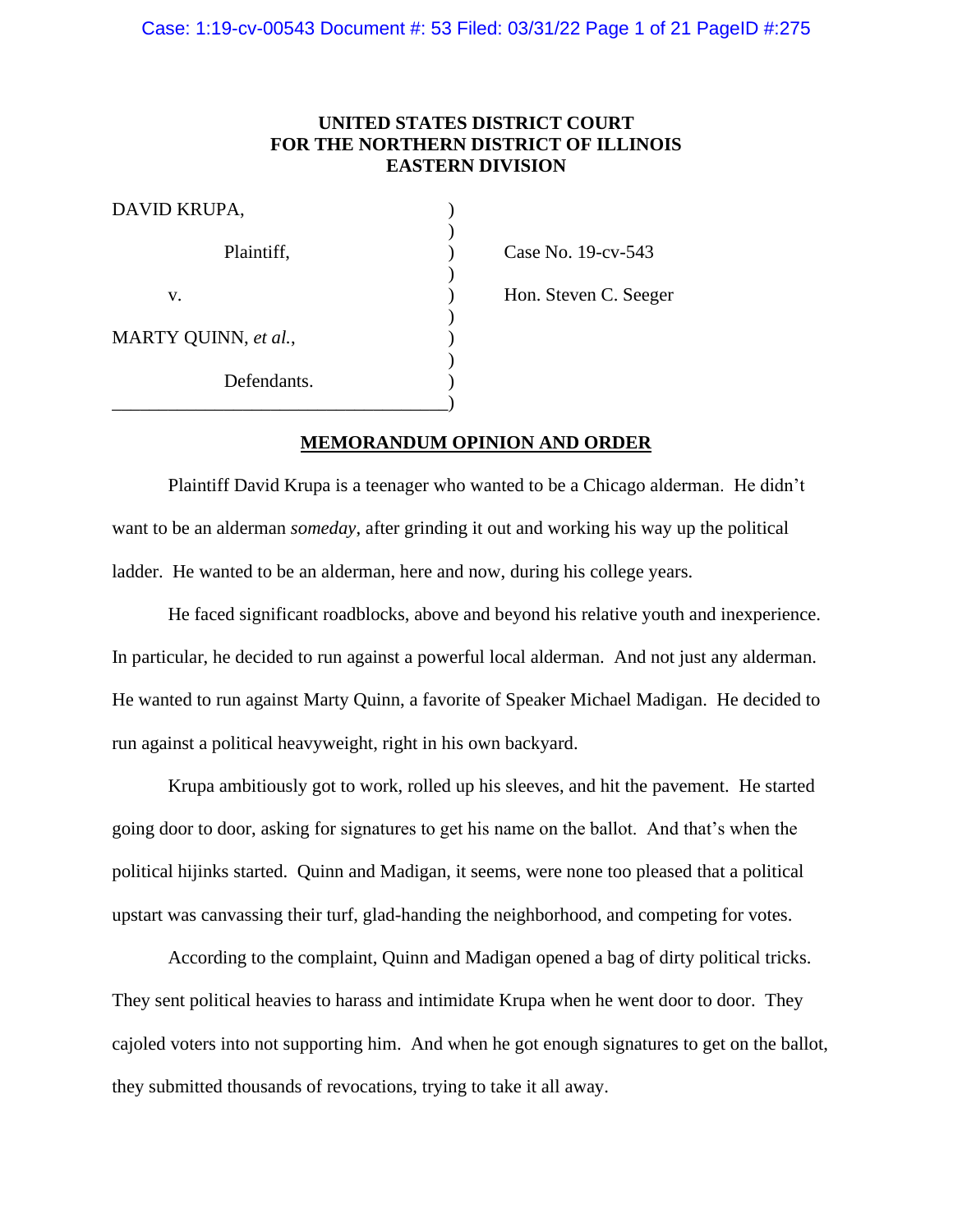**UNITED STATES DISTRICT COURT**
**FOR THE NORTHERN DISTRICT OF ILLINOIS**
**EASTERN DIVISION**

| | | |
|---|---|---|
| DAVID KRUPA, | ) | |
| | ) | |
| Plaintiff, | ) | Case No. 19-cv-543 |
| | ) | |
| v. | ) | Hon. Steven C. Seeger |
| | ) | |
| MARTY QUINN, *et al.*, | ) | |
| | ) | |
| Defendants. | ) | |

## MEMORANDUM OPINION AND ORDER

Plaintiff David Krupa is a teenager who wanted to be a Chicago alderman. He didn't want to be an alderman *someday*, after grinding it out and working his way up the political ladder. He wanted to be an alderman, here and now, during his college years.

He faced significant roadblocks, above and beyond his relative youth and inexperience. In particular, he decided to run against a powerful local alderman. And not just any alderman. He wanted to run against Marty Quinn, a favorite of Speaker Michael Madigan. He decided to run against a political heavyweight, right in his own backyard.

Krupa ambitiously got to work, rolled up his sleeves, and hit the pavement. He started going door to door, asking for signatures to get his name on the ballot. And that's when the political hijinks started. Quinn and Madigan, it seems, were none too pleased that a political upstart was canvassing their turf, glad-handing the neighborhood, and competing for votes.

According to the complaint, Quinn and Madigan opened a bag of dirty political tricks. They sent political heavies to harass and intimidate Krupa when he went door to door. They cajoled voters into not supporting him. And when he got enough signatures to get on the ballot, they submitted thousands of revocations, trying to take it all away.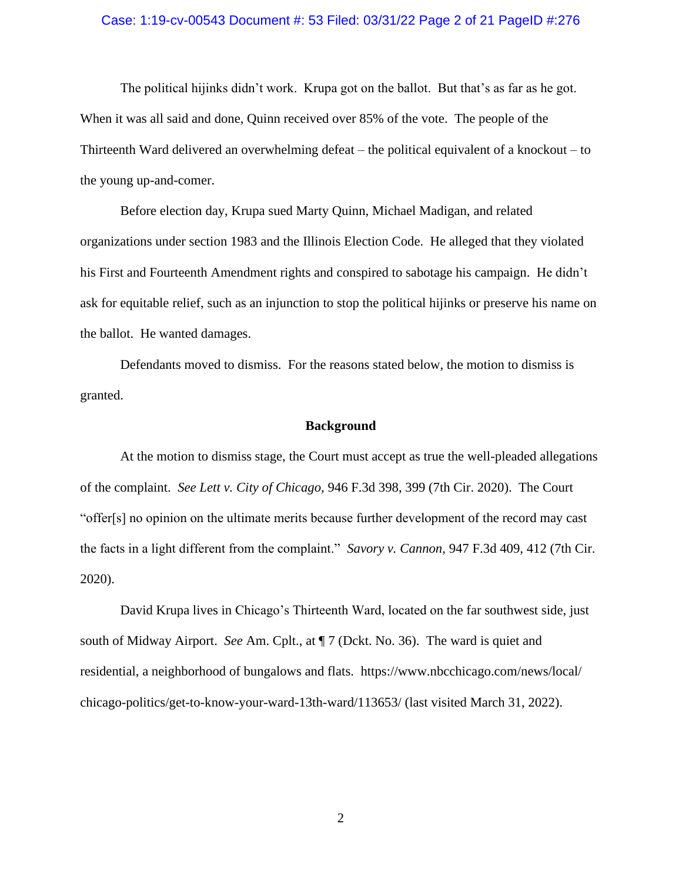The political hijinks didn't work. Krupa got on the ballot. But that's as far as he got. When it was all said and done, Quinn received over 85% of the vote. The people of the Thirteenth Ward delivered an overwhelming defeat – the political equivalent of a knockout – to the young up-and-comer.

Before election day, Krupa sued Marty Quinn, Michael Madigan, and related organizations under section 1983 and the Illinois Election Code. He alleged that they violated his First and Fourteenth Amendment rights and conspired to sabotage his campaign. He didn't ask for equitable relief, such as an injunction to stop the political hijinks or preserve his name on the ballot. He wanted damages.

Defendants moved to dismiss. For the reasons stated below, the motion to dismiss is granted.

**Background**

At the motion to dismiss stage, the Court must accept as true the well-pleaded allegations of the complaint. *See Lett v. City of Chicago*, 946 F.3d 398, 399 (7th Cir. 2020). The Court "offer[s] no opinion on the ultimate merits because further development of the record may cast the facts in a light different from the complaint." *Savory v. Cannon*, 947 F.3d 409, 412 (7th Cir. 2020).

David Krupa lives in Chicago's Thirteenth Ward, located on the far southwest side, just south of Midway Airport. *See* Am. Cplt., at ¶ 7 (Dckt. No. 36). The ward is quiet and residential, a neighborhood of bungalows and flats. https://www.nbcchicago.com/news/local/chicago-politics/get-to-know-your-ward-13th-ward/113653/ (last visited March 31, 2022).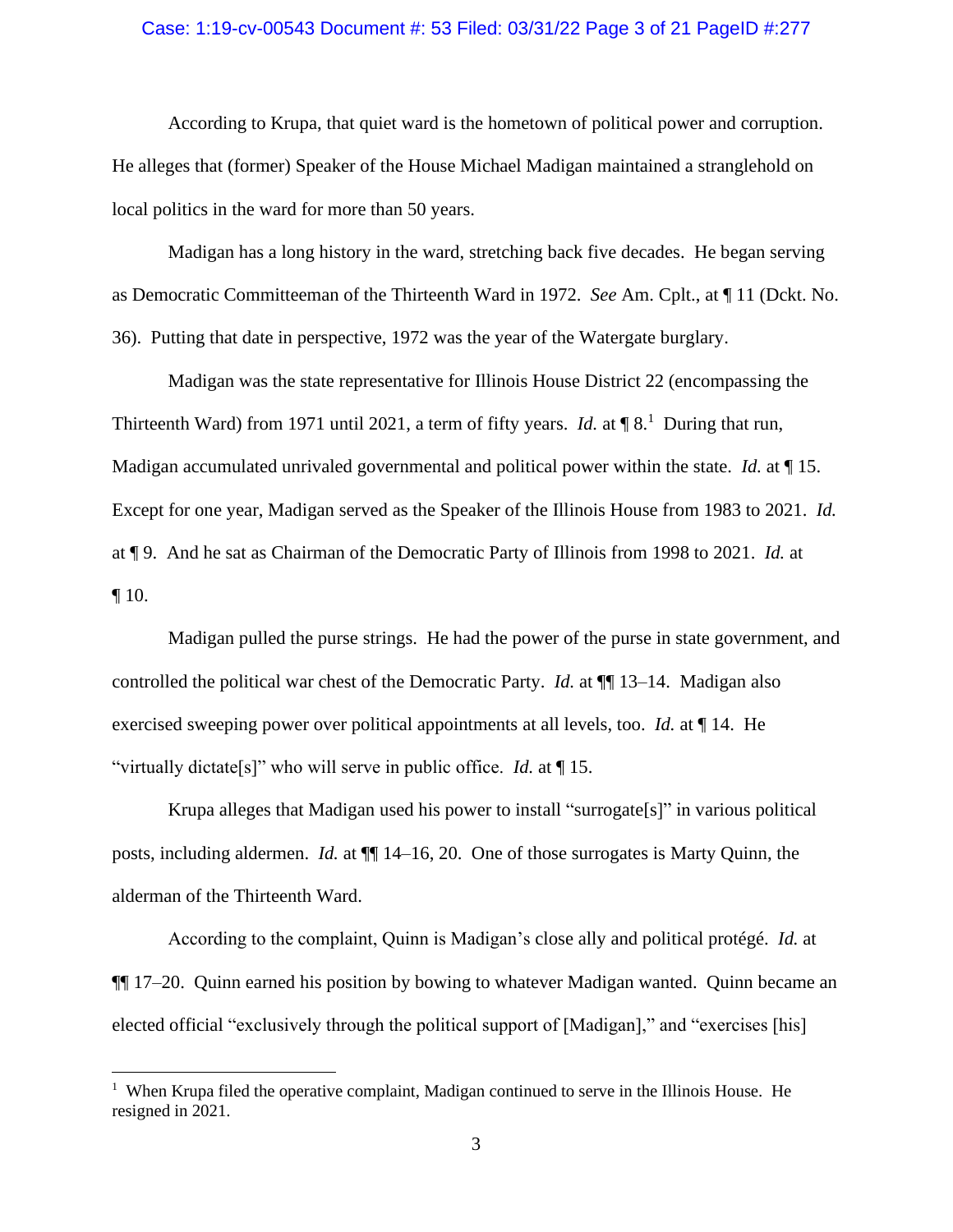According to Krupa, that quiet ward is the hometown of political power and corruption. He alleges that (former) Speaker of the House Michael Madigan maintained a stranglehold on local politics in the ward for more than 50 years.

Madigan has a long history in the ward, stretching back five decades. He began serving as Democratic Committeeman of the Thirteenth Ward in 1972. *See* Am. Cplt., at ¶ 11 (Dckt. No. 36). Putting that date in perspective, 1972 was the year of the Watergate burglary.

Madigan was the state representative for Illinois House District 22 (encompassing the Thirteenth Ward) from 1971 until 2021, a term of fifty years. *Id.* at ¶ 8.[1] During that run, Madigan accumulated unrivaled governmental and political power within the state. *Id.* at ¶ 15. Except for one year, Madigan served as the Speaker of the Illinois House from 1983 to 2021. *Id.* at ¶ 9. And he sat as Chairman of the Democratic Party of Illinois from 1998 to 2021. *Id.* at ¶ 10.

Madigan pulled the purse strings. He had the power of the purse in state government, and controlled the political war chest of the Democratic Party. *Id.* at ¶¶ 13–14. Madigan also exercised sweeping power over political appointments at all levels, too. *Id.* at ¶ 14. He "virtually dictate[s]" who will serve in public office. *Id.* at ¶ 15.

Krupa alleges that Madigan used his power to install "surrogate[s]" in various political posts, including aldermen. *Id.* at ¶¶ 14–16, 20. One of those surrogates is Marty Quinn, the alderman of the Thirteenth Ward.

According to the complaint, Quinn is Madigan's close ally and political protégé. *Id.* at ¶¶ 17–20. Quinn earned his position by bowing to whatever Madigan wanted. Quinn became an elected official "exclusively through the political support of [Madigan]," and "exercises [his]

---

[1] When Krupa filed the operative complaint, Madigan continued to serve in the Illinois House. He resigned in 2021.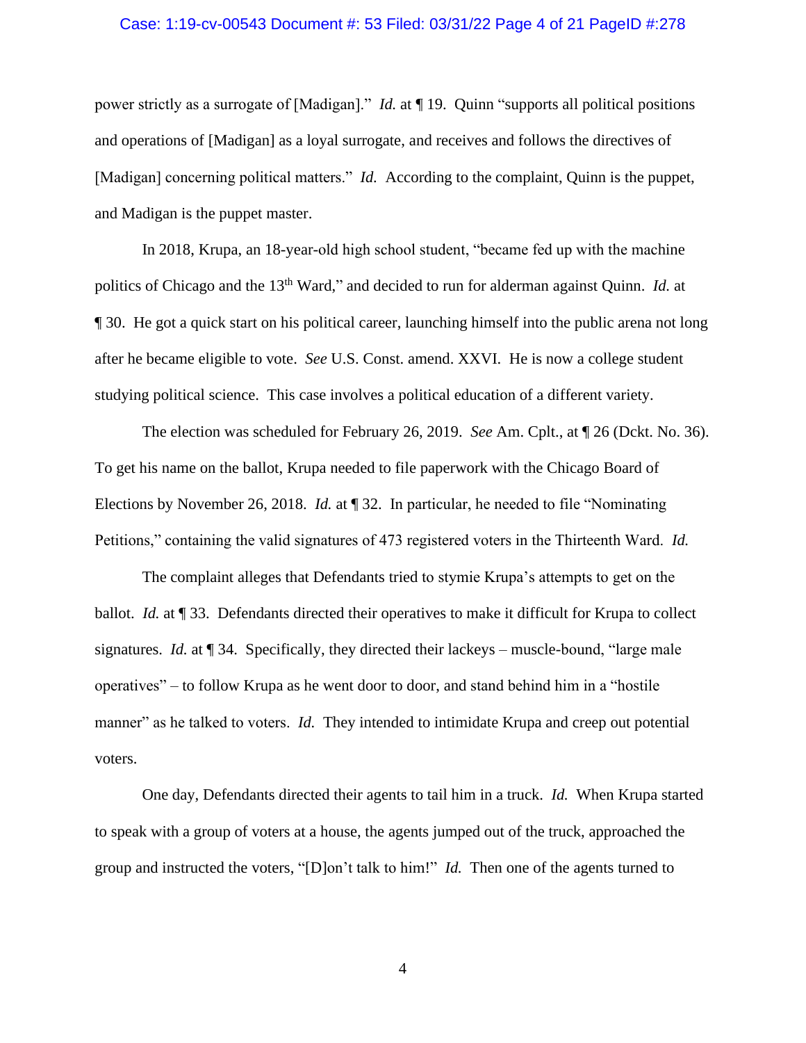power strictly as a surrogate of [Madigan]." *Id.* at ¶ 19. Quinn "supports all political positions and operations of [Madigan] as a loyal surrogate, and receives and follows the directives of [Madigan] concerning political matters." *Id.* According to the complaint, Quinn is the puppet, and Madigan is the puppet master.

In 2018, Krupa, an 18-year-old high school student, "became fed up with the machine politics of Chicago and the 13th Ward," and decided to run for alderman against Quinn. *Id.* at ¶ 30. He got a quick start on his political career, launching himself into the public arena not long after he became eligible to vote. *See* U.S. Const. amend. XXVI. He is now a college student studying political science. This case involves a political education of a different variety.

The election was scheduled for February 26, 2019. *See* Am. Cplt., at ¶ 26 (Dckt. No. 36). To get his name on the ballot, Krupa needed to file paperwork with the Chicago Board of Elections by November 26, 2018. *Id.* at ¶ 32. In particular, he needed to file "Nominating Petitions," containing the valid signatures of 473 registered voters in the Thirteenth Ward. *Id.*

The complaint alleges that Defendants tried to stymie Krupa's attempts to get on the ballot. *Id.* at ¶ 33. Defendants directed their operatives to make it difficult for Krupa to collect signatures. *Id.* at ¶ 34. Specifically, they directed their lackeys – muscle-bound, "large male operatives" – to follow Krupa as he went door to door, and stand behind him in a "hostile manner" as he talked to voters. *Id.* They intended to intimidate Krupa and creep out potential voters.

One day, Defendants directed their agents to tail him in a truck. *Id.* When Krupa started to speak with a group of voters at a house, the agents jumped out of the truck, approached the group and instructed the voters, "[D]on't talk to him!" *Id.* Then one of the agents turned to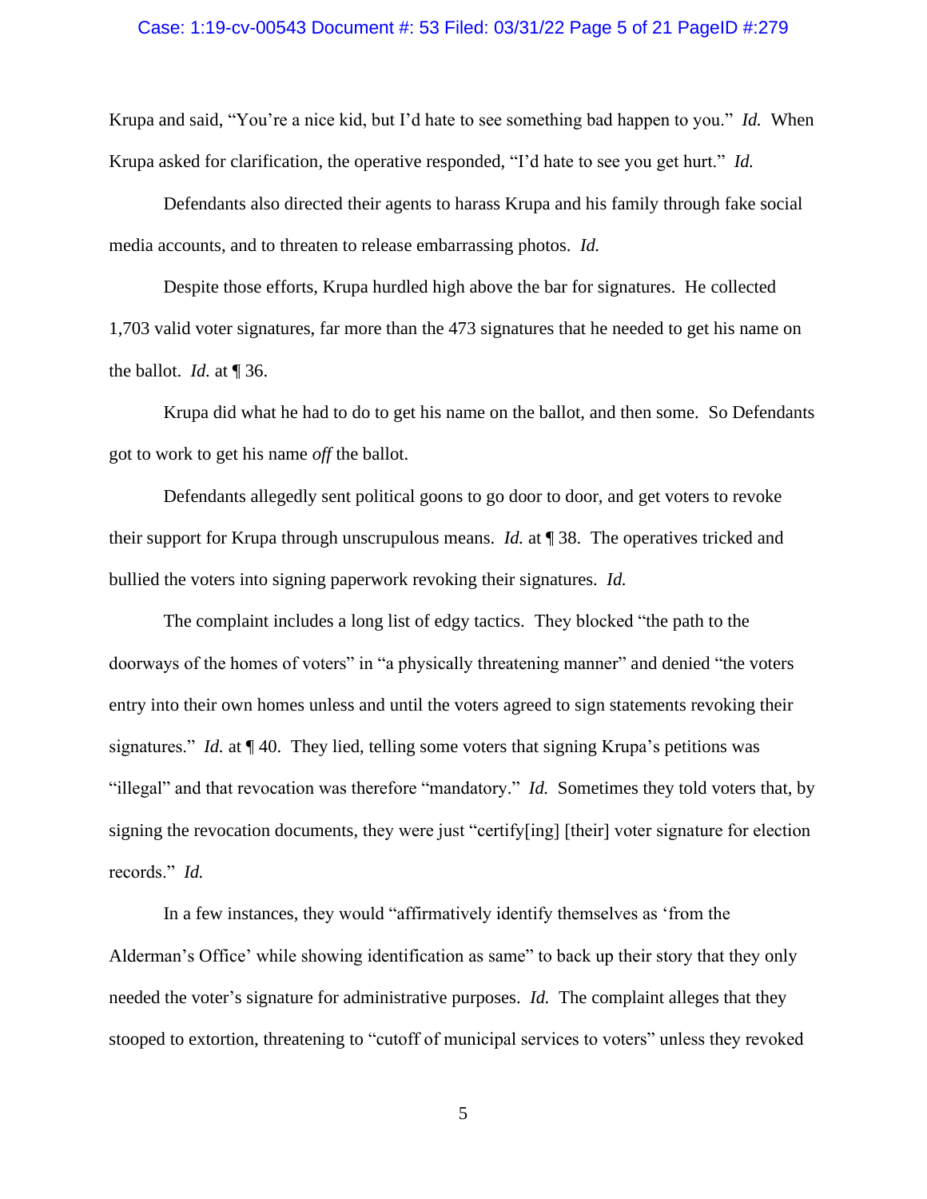Krupa and said, "You're a nice kid, but I'd hate to see something bad happen to you." *Id.* When Krupa asked for clarification, the operative responded, "I'd hate to see you get hurt." *Id.*

Defendants also directed their agents to harass Krupa and his family through fake social media accounts, and to threaten to release embarrassing photos. *Id.*

Despite those efforts, Krupa hurdled high above the bar for signatures. He collected 1,703 valid voter signatures, far more than the 473 signatures that he needed to get his name on the ballot. *Id.* at ¶ 36.

Krupa did what he had to do to get his name on the ballot, and then some. So Defendants got to work to get his name *off* the ballot.

Defendants allegedly sent political goons to go door to door, and get voters to revoke their support for Krupa through unscrupulous means. *Id.* at ¶ 38. The operatives tricked and bullied the voters into signing paperwork revoking their signatures. *Id.*

The complaint includes a long list of edgy tactics. They blocked "the path to the doorways of the homes of voters" in "a physically threatening manner" and denied "the voters entry into their own homes unless and until the voters agreed to sign statements revoking their signatures." *Id.* at ¶ 40. They lied, telling some voters that signing Krupa's petitions was "illegal" and that revocation was therefore "mandatory." *Id.* Sometimes they told voters that, by signing the revocation documents, they were just "certify[ing] [their] voter signature for election records." *Id.*

In a few instances, they would "affirmatively identify themselves as 'from the Alderman's Office' while showing identification as same" to back up their story that they only needed the voter's signature for administrative purposes. *Id.* The complaint alleges that they stooped to extortion, threatening to "cutoff of municipal services to voters" unless they revoked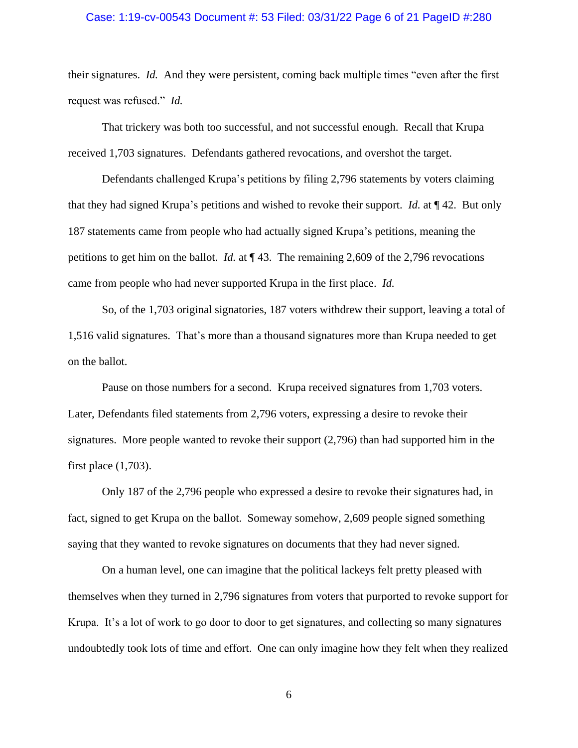their signatures. *Id.* And they were persistent, coming back multiple times "even after the first request was refused." *Id.*

That trickery was both too successful, and not successful enough. Recall that Krupa received 1,703 signatures. Defendants gathered revocations, and overshot the target.

Defendants challenged Krupa's petitions by filing 2,796 statements by voters claiming that they had signed Krupa's petitions and wished to revoke their support. *Id.* at ¶ 42. But only 187 statements came from people who had actually signed Krupa's petitions, meaning the petitions to get him on the ballot. *Id.* at ¶ 43. The remaining 2,609 of the 2,796 revocations came from people who had never supported Krupa in the first place. *Id.*

So, of the 1,703 original signatories, 187 voters withdrew their support, leaving a total of 1,516 valid signatures. That's more than a thousand signatures more than Krupa needed to get on the ballot.

Pause on those numbers for a second. Krupa received signatures from 1,703 voters. Later, Defendants filed statements from 2,796 voters, expressing a desire to revoke their signatures. More people wanted to revoke their support (2,796) than had supported him in the first place (1,703).

Only 187 of the 2,796 people who expressed a desire to revoke their signatures had, in fact, signed to get Krupa on the ballot. Someway somehow, 2,609 people signed something saying that they wanted to revoke signatures on documents that they had never signed.

On a human level, one can imagine that the political lackeys felt pretty pleased with themselves when they turned in 2,796 signatures from voters that purported to revoke support for Krupa. It's a lot of work to go door to door to get signatures, and collecting so many signatures undoubtedly took lots of time and effort. One can only imagine how they felt when they realized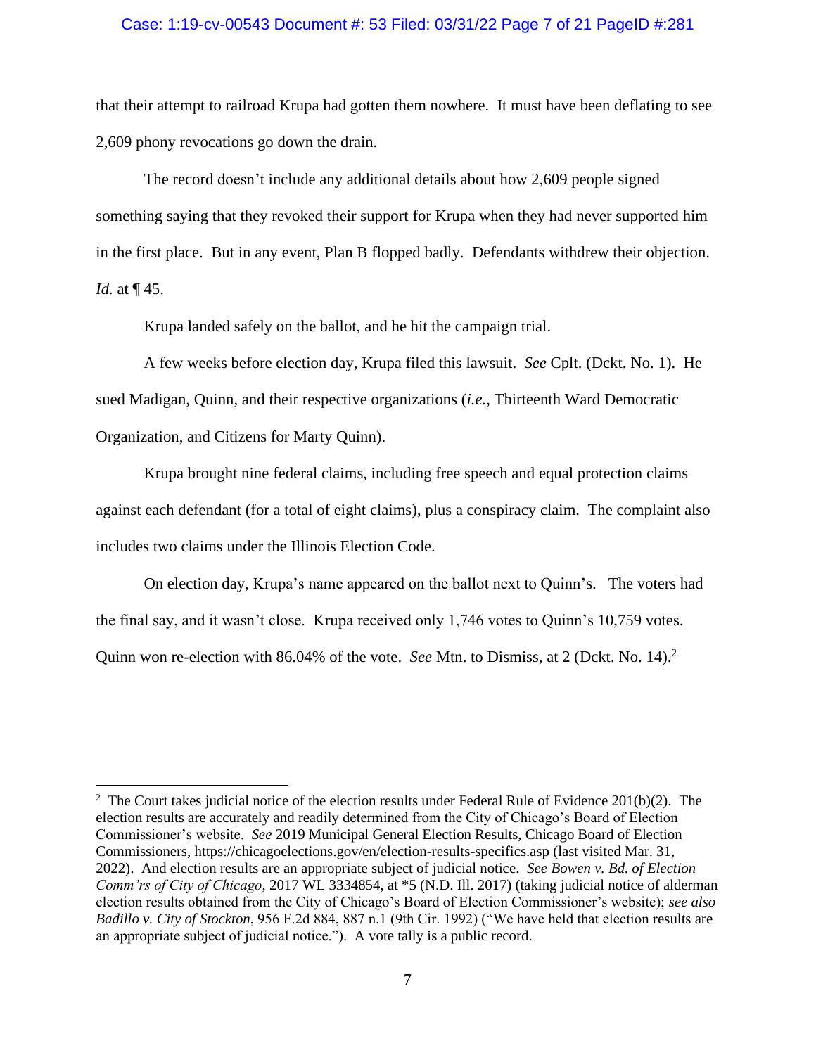that their attempt to railroad Krupa had gotten them nowhere. It must have been deflating to see 2,609 phony revocations go down the drain.

The record doesn't include any additional details about how 2,609 people signed something saying that they revoked their support for Krupa when they had never supported him in the first place. But in any event, Plan B flopped badly. Defendants withdrew their objection. *Id.* at ¶ 45.

Krupa landed safely on the ballot, and he hit the campaign trial.

A few weeks before election day, Krupa filed this lawsuit. *See* Cplt. (Dckt. No. 1). He sued Madigan, Quinn, and their respective organizations (*i.e.*, Thirteenth Ward Democratic Organization, and Citizens for Marty Quinn).

Krupa brought nine federal claims, including free speech and equal protection claims against each defendant (for a total of eight claims), plus a conspiracy claim. The complaint also includes two claims under the Illinois Election Code.

On election day, Krupa's name appeared on the ballot next to Quinn's. The voters had the final say, and it wasn't close. Krupa received only 1,746 votes to Quinn's 10,759 votes. Quinn won re-election with 86.04% of the vote. *See* Mtn. to Dismiss, at 2 (Dckt. No. 14).[2]

---

[2] The Court takes judicial notice of the election results under Federal Rule of Evidence 201(b)(2). The election results are accurately and readily determined from the City of Chicago's Board of Election Commissioner's website. *See* 2019 Municipal General Election Results, Chicago Board of Election Commissioners, https://chicagoelections.gov/en/election-results-specifics.asp (last visited Mar. 31, 2022). And election results are an appropriate subject of judicial notice. *See Bowen v. Bd. of Election Comm'rs of City of Chicago*, 2017 WL 3334854, at *5 (N.D. Ill. 2017) (taking judicial notice of alderman election results obtained from the City of Chicago's Board of Election Commissioner's website); *see also Badillo v. City of Stockton*, 956 F.2d 884, 887 n.1 (9th Cir. 1992) ("We have held that election results are an appropriate subject of judicial notice."). A vote tally is a public record.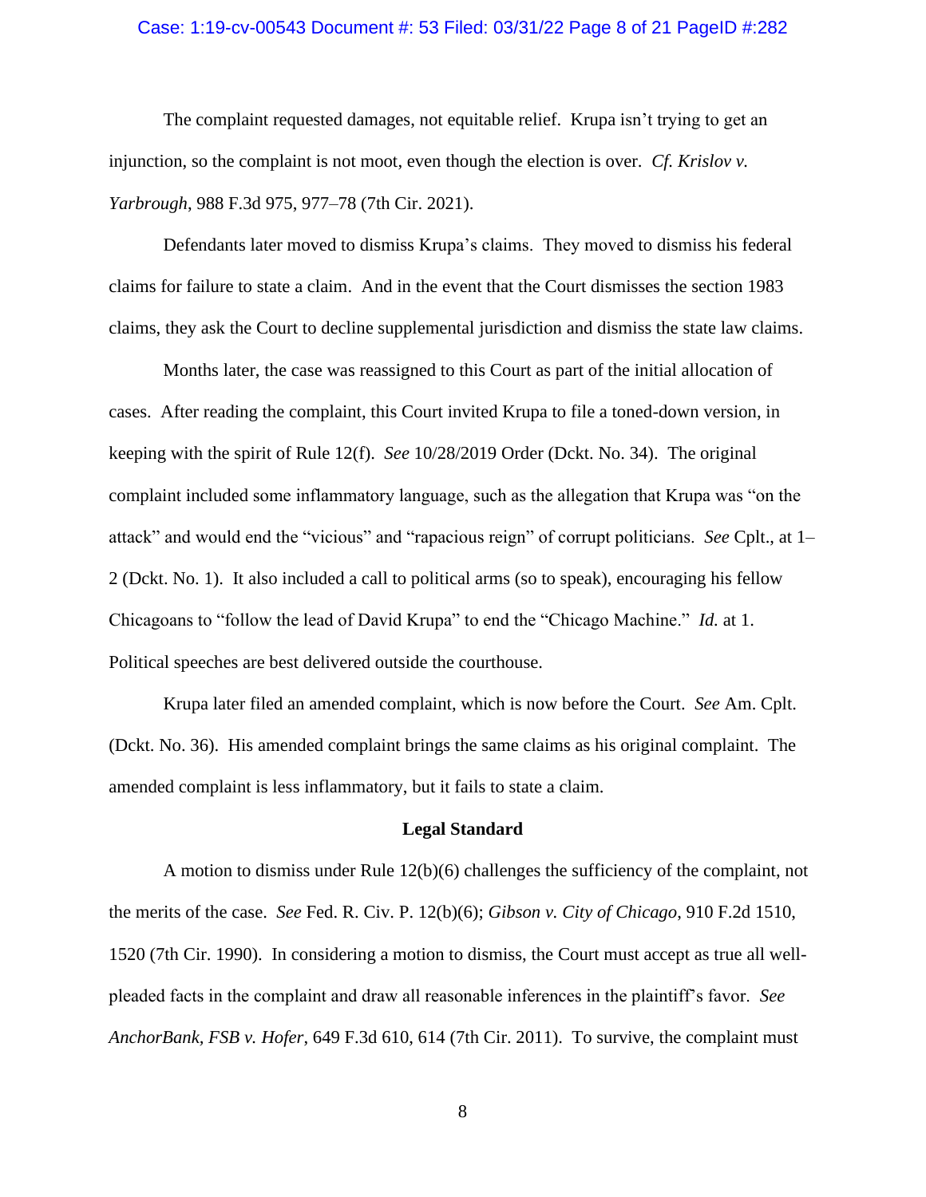The complaint requested damages, not equitable relief. Krupa isn't trying to get an injunction, so the complaint is not moot, even though the election is over. *Cf. Krislov v. Yarbrough*, 988 F.3d 975, 977–78 (7th Cir. 2021).

Defendants later moved to dismiss Krupa's claims. They moved to dismiss his federal claims for failure to state a claim. And in the event that the Court dismisses the section 1983 claims, they ask the Court to decline supplemental jurisdiction and dismiss the state law claims.

Months later, the case was reassigned to this Court as part of the initial allocation of cases. After reading the complaint, this Court invited Krupa to file a toned-down version, in keeping with the spirit of Rule 12(f). *See* 10/28/2019 Order (Dckt. No. 34). The original complaint included some inflammatory language, such as the allegation that Krupa was "on the attack" and would end the "vicious" and "rapacious reign" of corrupt politicians. *See* Cplt., at 1–2 (Dckt. No. 1). It also included a call to political arms (so to speak), encouraging his fellow Chicagoans to "follow the lead of David Krupa" to end the "Chicago Machine." *Id.* at 1. Political speeches are best delivered outside the courthouse.

Krupa later filed an amended complaint, which is now before the Court. *See* Am. Cplt. (Dckt. No. 36). His amended complaint brings the same claims as his original complaint. The amended complaint is less inflammatory, but it fails to state a claim.

## Legal Standard

A motion to dismiss under Rule 12(b)(6) challenges the sufficiency of the complaint, not the merits of the case. *See* Fed. R. Civ. P. 12(b)(6); *Gibson v. City of Chicago*, 910 F.2d 1510, 1520 (7th Cir. 1990). In considering a motion to dismiss, the Court must accept as true all well-pleaded facts in the complaint and draw all reasonable inferences in the plaintiff's favor. *See AnchorBank, FSB v. Hofer*, 649 F.3d 610, 614 (7th Cir. 2011). To survive, the complaint must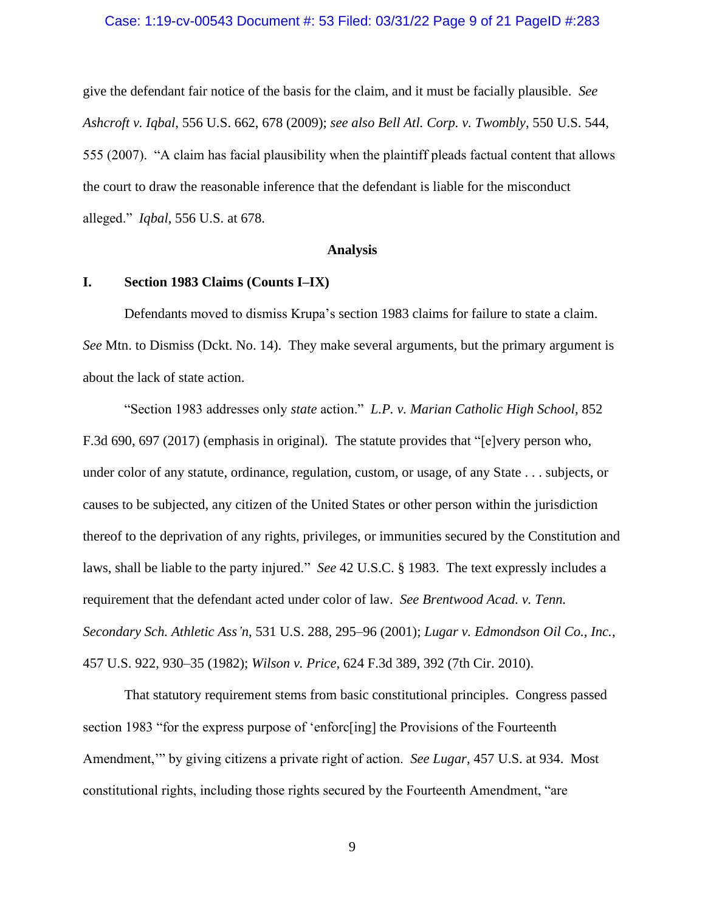give the defendant fair notice of the basis for the claim, and it must be facially plausible. *See Ashcroft v. Iqbal*, 556 U.S. 662, 678 (2009); *see also Bell Atl. Corp. v. Twombly*, 550 U.S. 544, 555 (2007). "A claim has facial plausibility when the plaintiff pleads factual content that allows the court to draw the reasonable inference that the defendant is liable for the misconduct alleged." *Iqbal*, 556 U.S. at 678.

## Analysis

### I. Section 1983 Claims (Counts I–IX)

Defendants moved to dismiss Krupa's section 1983 claims for failure to state a claim. *See* Mtn. to Dismiss (Dckt. No. 14). They make several arguments, but the primary argument is about the lack of state action.

"Section 1983 addresses only *state* action." *L.P. v. Marian Catholic High School*, 852 F.3d 690, 697 (2017) (emphasis in original). The statute provides that "[e]very person who, under color of any statute, ordinance, regulation, custom, or usage, of any State . . . subjects, or causes to be subjected, any citizen of the United States or other person within the jurisdiction thereof to the deprivation of any rights, privileges, or immunities secured by the Constitution and laws, shall be liable to the party injured." *See* 42 U.S.C. § 1983. The text expressly includes a requirement that the defendant acted under color of law. *See Brentwood Acad. v. Tenn. Secondary Sch. Athletic Ass'n*, 531 U.S. 288, 295–96 (2001); *Lugar v. Edmondson Oil Co., Inc.*, 457 U.S. 922, 930–35 (1982); *Wilson v. Price*, 624 F.3d 389, 392 (7th Cir. 2010).

That statutory requirement stems from basic constitutional principles. Congress passed section 1983 "for the express purpose of 'enforc[ing] the Provisions of the Fourteenth Amendment,'" by giving citizens a private right of action. *See Lugar*, 457 U.S. at 934. Most constitutional rights, including those rights secured by the Fourteenth Amendment, "are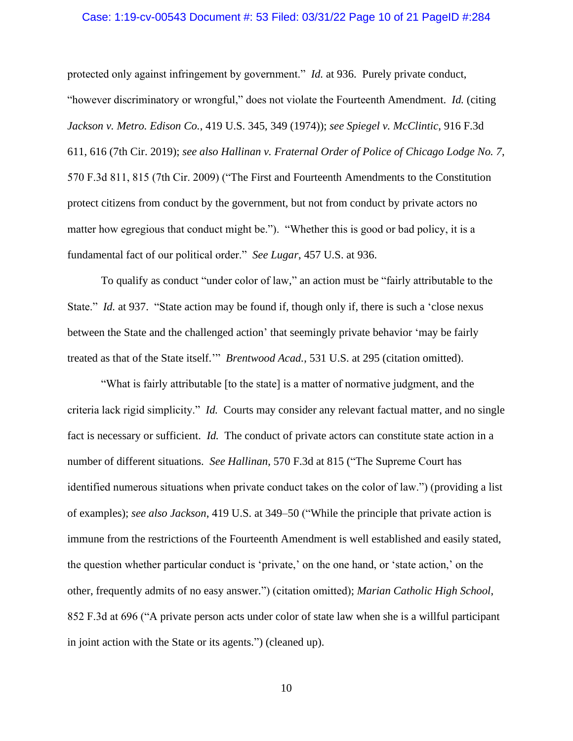protected only against infringement by government." *Id.* at 936. Purely private conduct, "however discriminatory or wrongful," does not violate the Fourteenth Amendment. *Id.* (citing *Jackson v. Metro. Edison Co.*, 419 U.S. 345, 349 (1974)); *see Spiegel v. McClintic*, 916 F.3d 611, 616 (7th Cir. 2019); *see also Hallinan v. Fraternal Order of Police of Chicago Lodge No. 7*, 570 F.3d 811, 815 (7th Cir. 2009) ("The First and Fourteenth Amendments to the Constitution protect citizens from conduct by the government, but not from conduct by private actors no matter how egregious that conduct might be."). "Whether this is good or bad policy, it is a fundamental fact of our political order." *See Lugar*, 457 U.S. at 936.

To qualify as conduct "under color of law," an action must be "fairly attributable to the State." *Id.* at 937. "State action may be found if, though only if, there is such a 'close nexus between the State and the challenged action' that seemingly private behavior 'may be fairly treated as that of the State itself.'" *Brentwood Acad.*, 531 U.S. at 295 (citation omitted).

"What is fairly attributable [to the state] is a matter of normative judgment, and the criteria lack rigid simplicity." *Id.* Courts may consider any relevant factual matter, and no single fact is necessary or sufficient. *Id.* The conduct of private actors can constitute state action in a number of different situations. *See Hallinan*, 570 F.3d at 815 ("The Supreme Court has identified numerous situations when private conduct takes on the color of law.") (providing a list of examples); *see also Jackson*, 419 U.S. at 349–50 ("While the principle that private action is immune from the restrictions of the Fourteenth Amendment is well established and easily stated, the question whether particular conduct is 'private,' on the one hand, or 'state action,' on the other, frequently admits of no easy answer.") (citation omitted); *Marian Catholic High School*, 852 F.3d at 696 ("A private person acts under color of state law when she is a willful participant in joint action with the State or its agents.") (cleaned up).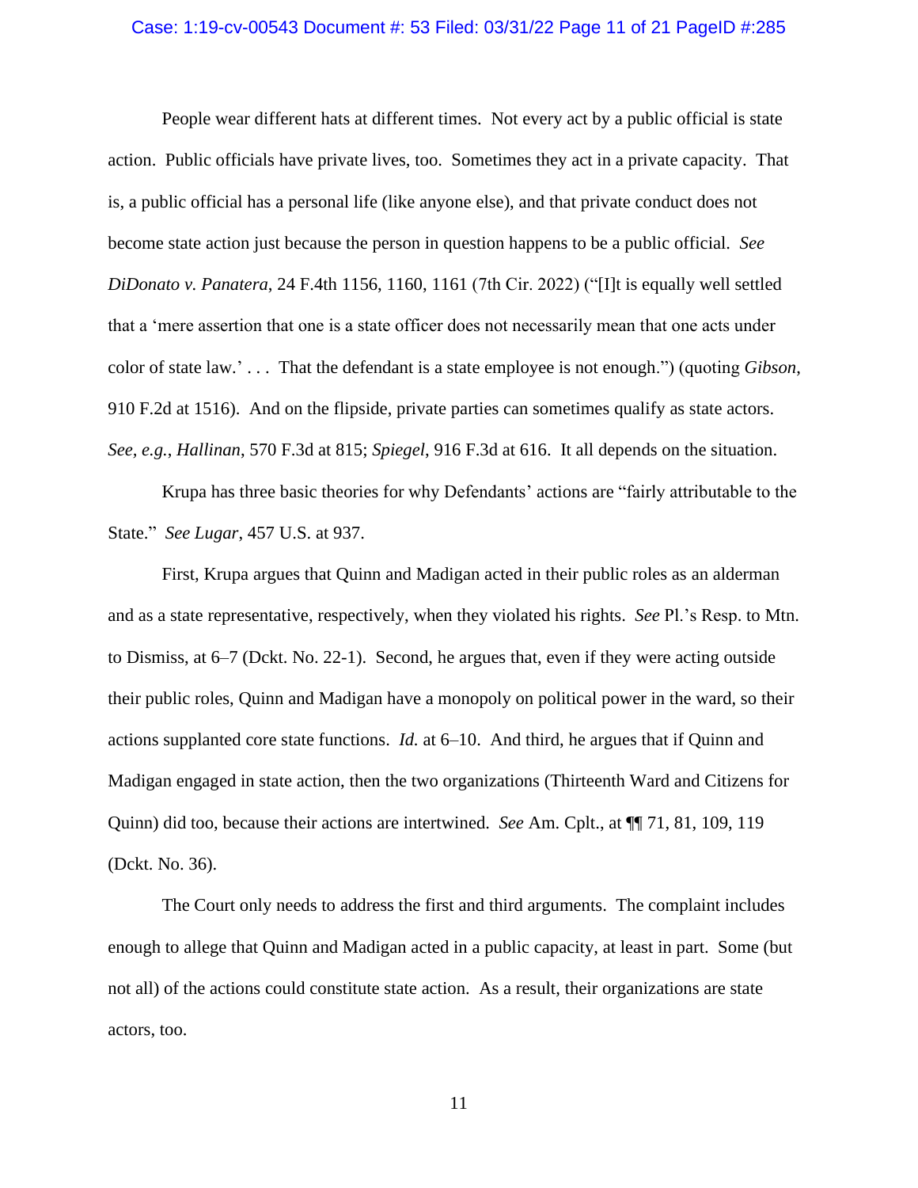People wear different hats at different times. Not every act by a public official is state action. Public officials have private lives, too. Sometimes they act in a private capacity. That is, a public official has a personal life (like anyone else), and that private conduct does not become state action just because the person in question happens to be a public official. *See DiDonato v. Panatera*, 24 F.4th 1156, 1160, 1161 (7th Cir. 2022) ("[I]t is equally well settled that a 'mere assertion that one is a state officer does not necessarily mean that one acts under color of state law.' . . . That the defendant is a state employee is not enough.") (quoting *Gibson*, 910 F.2d at 1516). And on the flipside, private parties can sometimes qualify as state actors. *See, e.g.*, *Hallinan*, 570 F.3d at 815; *Spiegel*, 916 F.3d at 616. It all depends on the situation.

Krupa has three basic theories for why Defendants' actions are "fairly attributable to the State." *See Lugar*, 457 U.S. at 937.

First, Krupa argues that Quinn and Madigan acted in their public roles as an alderman and as a state representative, respectively, when they violated his rights. *See* Pl.'s Resp. to Mtn. to Dismiss, at 6–7 (Dckt. No. 22-1). Second, he argues that, even if they were acting outside their public roles, Quinn and Madigan have a monopoly on political power in the ward, so their actions supplanted core state functions. *Id.* at 6–10. And third, he argues that if Quinn and Madigan engaged in state action, then the two organizations (Thirteenth Ward and Citizens for Quinn) did too, because their actions are intertwined. *See* Am. Cplt., at ¶¶ 71, 81, 109, 119 (Dckt. No. 36).

The Court only needs to address the first and third arguments. The complaint includes enough to allege that Quinn and Madigan acted in a public capacity, at least in part. Some (but not all) of the actions could constitute state action. As a result, their organizations are state actors, too.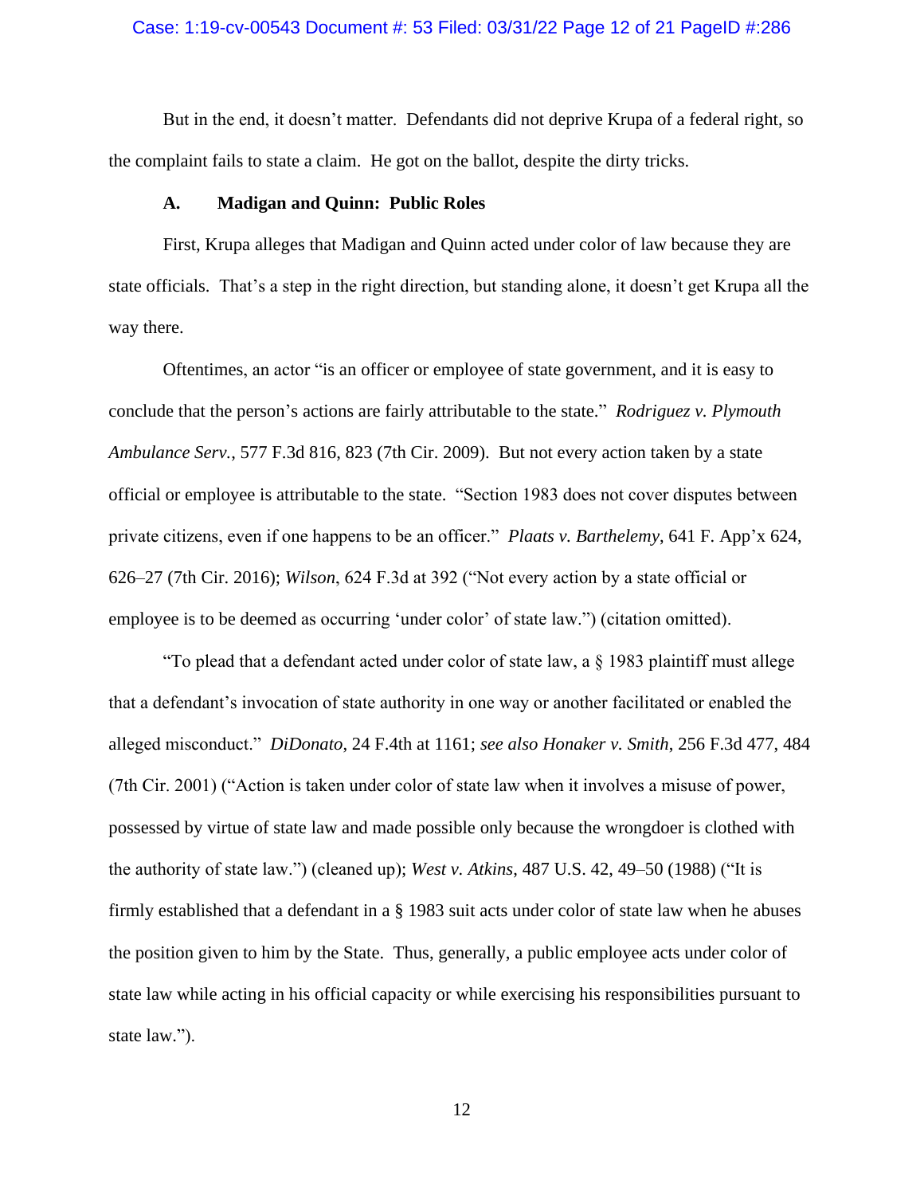But in the end, it doesn't matter. Defendants did not deprive Krupa of a federal right, so the complaint fails to state a claim. He got on the ballot, despite the dirty tricks.

### A. Madigan and Quinn: Public Roles

First, Krupa alleges that Madigan and Quinn acted under color of law because they are state officials. That's a step in the right direction, but standing alone, it doesn't get Krupa all the way there.

Oftentimes, an actor "is an officer or employee of state government, and it is easy to conclude that the person's actions are fairly attributable to the state." *Rodriguez v. Plymouth Ambulance Serv.*, 577 F.3d 816, 823 (7th Cir. 2009). But not every action taken by a state official or employee is attributable to the state. "Section 1983 does not cover disputes between private citizens, even if one happens to be an officer." *Plaats v. Barthelemy*, 641 F. App'x 624, 626–27 (7th Cir. 2016); *Wilson*, 624 F.3d at 392 ("Not every action by a state official or employee is to be deemed as occurring 'under color' of state law.") (citation omitted).

"To plead that a defendant acted under color of state law, a § 1983 plaintiff must allege that a defendant's invocation of state authority in one way or another facilitated or enabled the alleged misconduct." *DiDonato*, 24 F.4th at 1161; *see also Honaker v. Smith*, 256 F.3d 477, 484 (7th Cir. 2001) ("Action is taken under color of state law when it involves a misuse of power, possessed by virtue of state law and made possible only because the wrongdoer is clothed with the authority of state law.") (cleaned up); *West v. Atkins*, 487 U.S. 42, 49–50 (1988) ("It is firmly established that a defendant in a § 1983 suit acts under color of state law when he abuses the position given to him by the State. Thus, generally, a public employee acts under color of state law while acting in his official capacity or while exercising his responsibilities pursuant to state law.").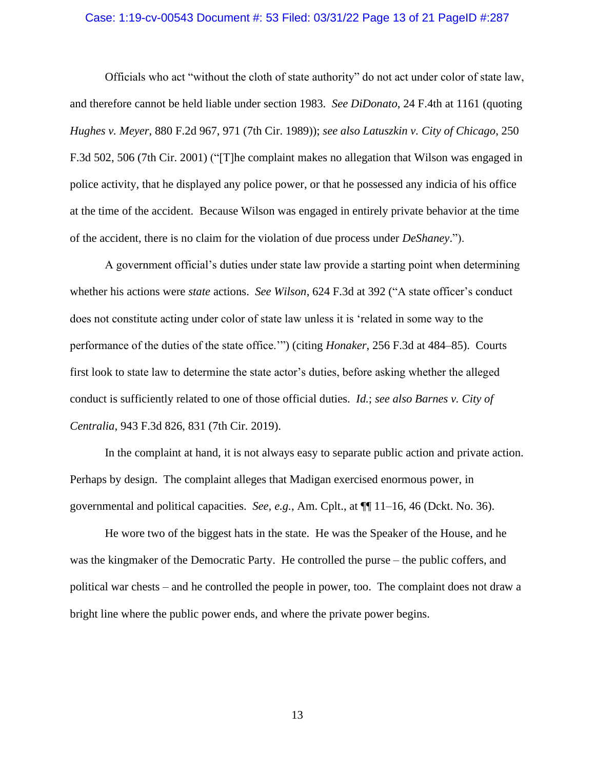Officials who act "without the cloth of state authority" do not act under color of state law, and therefore cannot be held liable under section 1983. *See DiDonato*, 24 F.4th at 1161 (quoting *Hughes v. Meyer*, 880 F.2d 967, 971 (7th Cir. 1989)); *see also Latuszkin v. City of Chicago*, 250 F.3d 502, 506 (7th Cir. 2001) ("[T]he complaint makes no allegation that Wilson was engaged in police activity, that he displayed any police power, or that he possessed any indicia of his office at the time of the accident. Because Wilson was engaged in entirely private behavior at the time of the accident, there is no claim for the violation of due process under *DeShaney*.").

A government official's duties under state law provide a starting point when determining whether his actions were *state* actions. *See Wilson*, 624 F.3d at 392 ("A state officer's conduct does not constitute acting under color of state law unless it is 'related in some way to the performance of the duties of the state office.'") (citing *Honaker*, 256 F.3d at 484–85). Courts first look to state law to determine the state actor's duties, before asking whether the alleged conduct is sufficiently related to one of those official duties. *Id.*; *see also Barnes v. City of Centralia*, 943 F.3d 826, 831 (7th Cir. 2019).

In the complaint at hand, it is not always easy to separate public action and private action. Perhaps by design. The complaint alleges that Madigan exercised enormous power, in governmental and political capacities. *See, e.g.*, Am. Cplt., at ¶¶ 11–16, 46 (Dckt. No. 36).

He wore two of the biggest hats in the state. He was the Speaker of the House, and he was the kingmaker of the Democratic Party. He controlled the purse – the public coffers, and political war chests – and he controlled the people in power, too. The complaint does not draw a bright line where the public power ends, and where the private power begins.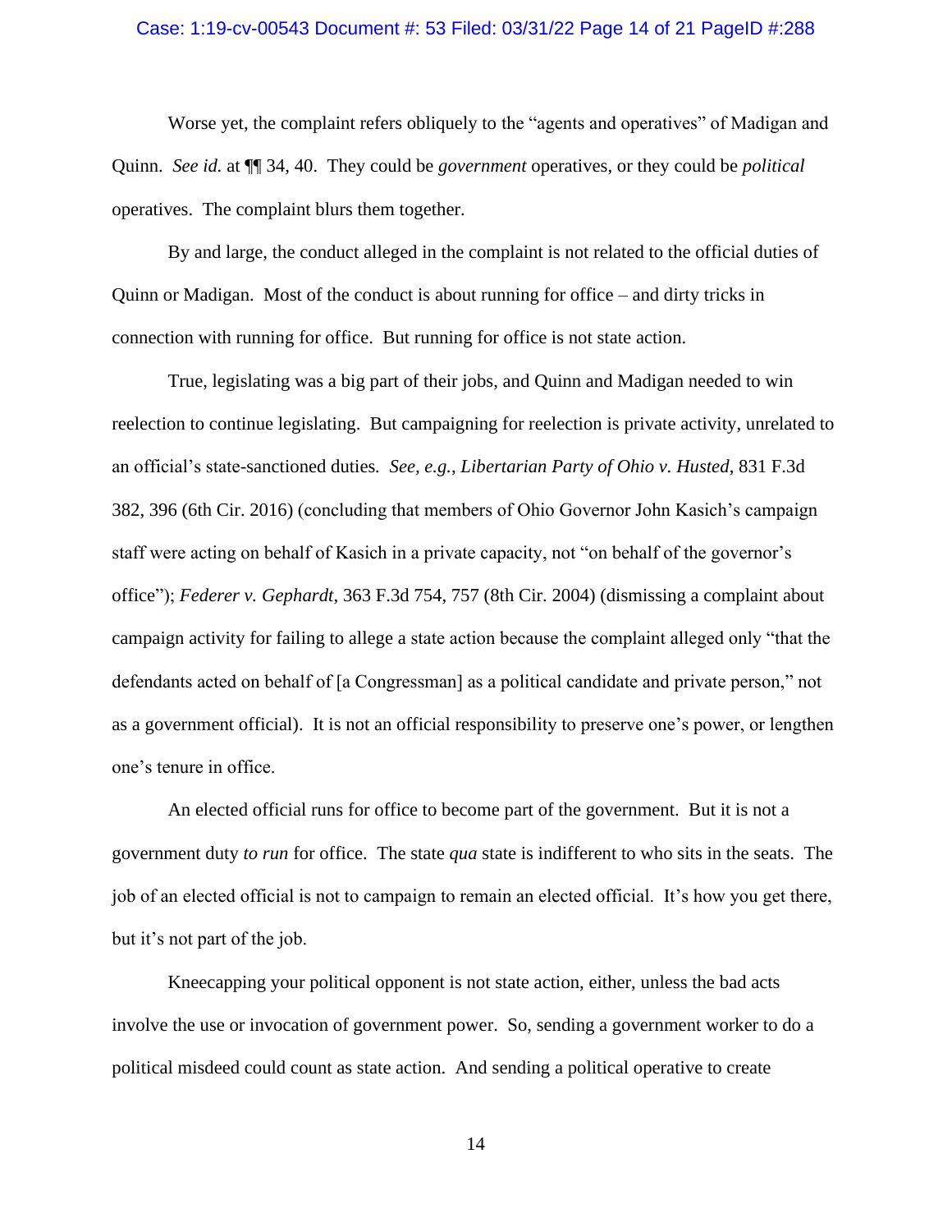Worse yet, the complaint refers obliquely to the "agents and operatives" of Madigan and Quinn. *See id.* at ¶¶ 34, 40. They could be *government* operatives, or they could be *political* operatives. The complaint blurs them together.

By and large, the conduct alleged in the complaint is not related to the official duties of Quinn or Madigan. Most of the conduct is about running for office – and dirty tricks in connection with running for office. But running for office is not state action.

True, legislating was a big part of their jobs, and Quinn and Madigan needed to win reelection to continue legislating. But campaigning for reelection is private activity, unrelated to an official's state-sanctioned duties. *See, e.g.*, *Libertarian Party of Ohio v. Husted*, 831 F.3d 382, 396 (6th Cir. 2016) (concluding that members of Ohio Governor John Kasich's campaign staff were acting on behalf of Kasich in a private capacity, not "on behalf of the governor's office"); *Federer v. Gephardt*, 363 F.3d 754, 757 (8th Cir. 2004) (dismissing a complaint about campaign activity for failing to allege a state action because the complaint alleged only "that the defendants acted on behalf of [a Congressman] as a political candidate and private person," not as a government official). It is not an official responsibility to preserve one's power, or lengthen one's tenure in office.

An elected official runs for office to become part of the government. But it is not a government duty *to run* for office. The state *qua* state is indifferent to who sits in the seats. The job of an elected official is not to campaign to remain an elected official. It's how you get there, but it's not part of the job.

Kneecapping your political opponent is not state action, either, unless the bad acts involve the use or invocation of government power. So, sending a government worker to do a political misdeed could count as state action. And sending a political operative to create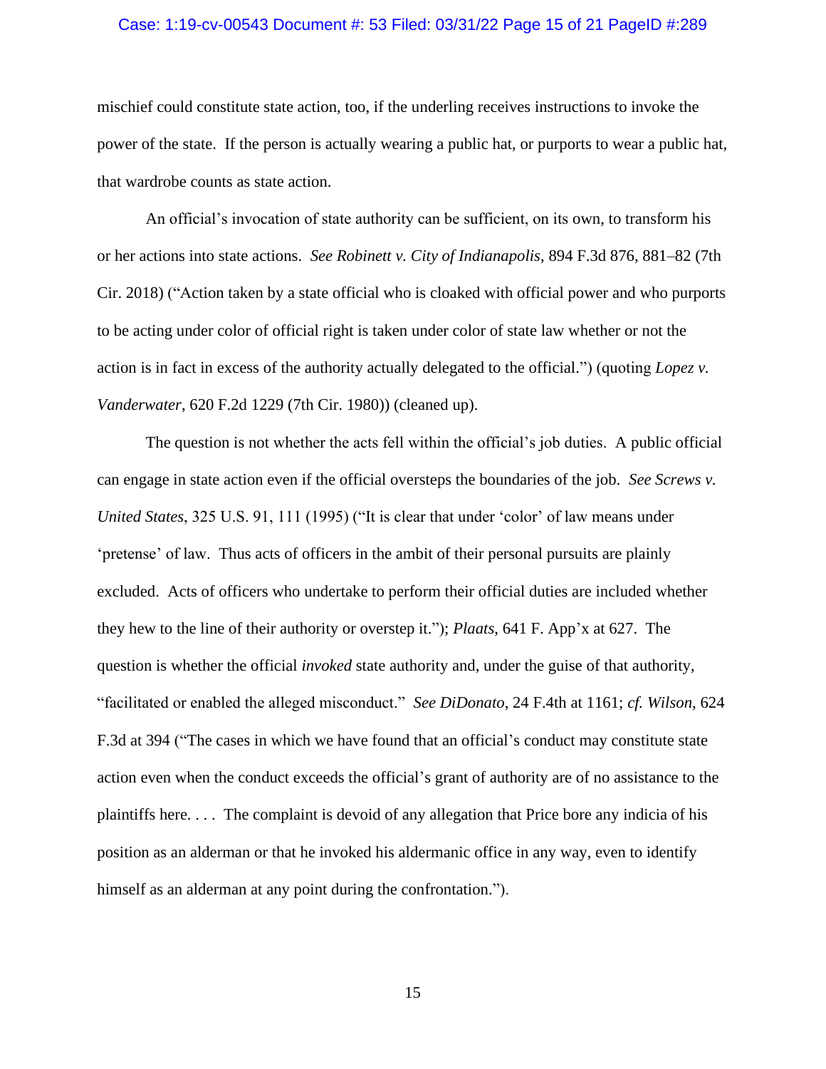mischief could constitute state action, too, if the underling receives instructions to invoke the power of the state. If the person is actually wearing a public hat, or purports to wear a public hat, that wardrobe counts as state action.

An official's invocation of state authority can be sufficient, on its own, to transform his or her actions into state actions. *See Robinett v. City of Indianapolis*, 894 F.3d 876, 881–82 (7th Cir. 2018) ("Action taken by a state official who is cloaked with official power and who purports to be acting under color of official right is taken under color of state law whether or not the action is in fact in excess of the authority actually delegated to the official.") (quoting *Lopez v. Vanderwater*, 620 F.2d 1229 (7th Cir. 1980)) (cleaned up).

The question is not whether the acts fell within the official's job duties. A public official can engage in state action even if the official oversteps the boundaries of the job. *See Screws v. United States*, 325 U.S. 91, 111 (1995) ("It is clear that under 'color' of law means under 'pretense' of law. Thus acts of officers in the ambit of their personal pursuits are plainly excluded. Acts of officers who undertake to perform their official duties are included whether they hew to the line of their authority or overstep it."); *Plaats*, 641 F. App'x at 627. The question is whether the official *invoked* state authority and, under the guise of that authority, "facilitated or enabled the alleged misconduct." *See DiDonato*, 24 F.4th at 1161; *cf. Wilson*, 624 F.3d at 394 ("The cases in which we have found that an official's conduct may constitute state action even when the conduct exceeds the official's grant of authority are of no assistance to the plaintiffs here. . . . The complaint is devoid of any allegation that Price bore any indicia of his position as an alderman or that he invoked his aldermanic office in any way, even to identify himself as an alderman at any point during the confrontation.").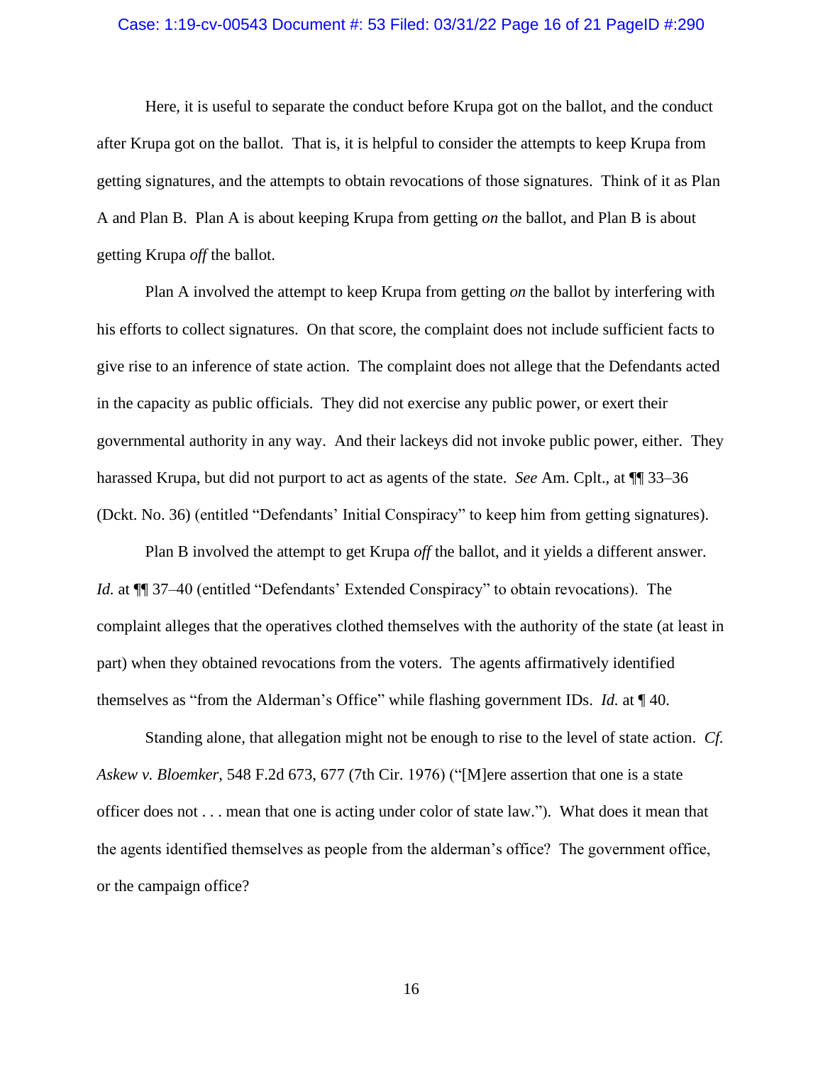Here, it is useful to separate the conduct before Krupa got on the ballot, and the conduct after Krupa got on the ballot. That is, it is helpful to consider the attempts to keep Krupa from getting signatures, and the attempts to obtain revocations of those signatures. Think of it as Plan A and Plan B. Plan A is about keeping Krupa from getting *on* the ballot, and Plan B is about getting Krupa *off* the ballot.

Plan A involved the attempt to keep Krupa from getting *on* the ballot by interfering with his efforts to collect signatures. On that score, the complaint does not include sufficient facts to give rise to an inference of state action. The complaint does not allege that the Defendants acted in the capacity as public officials. They did not exercise any public power, or exert their governmental authority in any way. And their lackeys did not invoke public power, either. They harassed Krupa, but did not purport to act as agents of the state. *See* Am. Cplt., at ¶¶ 33–36 (Dckt. No. 36) (entitled "Defendants' Initial Conspiracy" to keep him from getting signatures).

Plan B involved the attempt to get Krupa *off* the ballot, and it yields a different answer. *Id.* at ¶¶ 37–40 (entitled "Defendants' Extended Conspiracy" to obtain revocations). The complaint alleges that the operatives clothed themselves with the authority of the state (at least in part) when they obtained revocations from the voters. The agents affirmatively identified themselves as "from the Alderman's Office" while flashing government IDs. *Id.* at ¶ 40.

Standing alone, that allegation might not be enough to rise to the level of state action. *Cf. Askew v. Bloemker*, 548 F.2d 673, 677 (7th Cir. 1976) ("[M]ere assertion that one is a state officer does not . . . mean that one is acting under color of state law."). What does it mean that the agents identified themselves as people from the alderman's office? The government office, or the campaign office?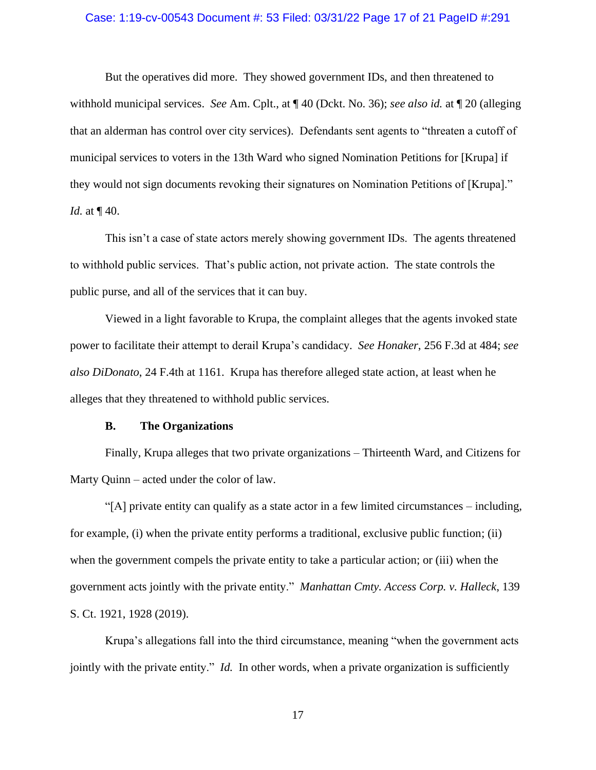But the operatives did more. They showed government IDs, and then threatened to withhold municipal services. *See* Am. Cplt., at ¶ 40 (Dckt. No. 36); *see also id.* at ¶ 20 (alleging that an alderman has control over city services). Defendants sent agents to "threaten a cutoff of municipal services to voters in the 13th Ward who signed Nomination Petitions for [Krupa] if they would not sign documents revoking their signatures on Nomination Petitions of [Krupa]." *Id.* at ¶ 40.

This isn't a case of state actors merely showing government IDs. The agents threatened to withhold public services. That's public action, not private action. The state controls the public purse, and all of the services that it can buy.

Viewed in a light favorable to Krupa, the complaint alleges that the agents invoked state power to facilitate their attempt to derail Krupa's candidacy. *See Honaker*, 256 F.3d at 484; *see also DiDonato*, 24 F.4th at 1161. Krupa has therefore alleged state action, at least when he alleges that they threatened to withhold public services.

### B. The Organizations

Finally, Krupa alleges that two private organizations – Thirteenth Ward, and Citizens for Marty Quinn – acted under the color of law.

"[A] private entity can qualify as a state actor in a few limited circumstances – including, for example, (i) when the private entity performs a traditional, exclusive public function; (ii) when the government compels the private entity to take a particular action; or (iii) when the government acts jointly with the private entity." *Manhattan Cmty. Access Corp. v. Halleck*, 139 S. Ct. 1921, 1928 (2019).

Krupa's allegations fall into the third circumstance, meaning "when the government acts jointly with the private entity." *Id.* In other words, when a private organization is sufficiently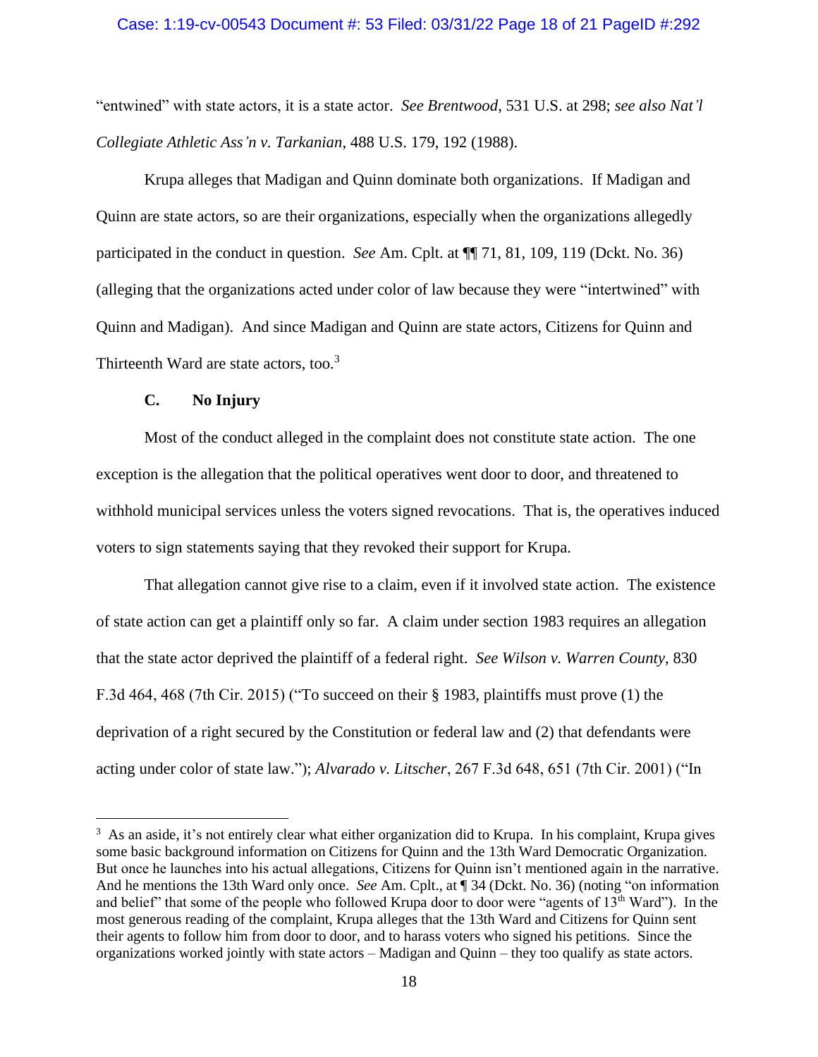"entwined" with state actors, it is a state actor. *See Brentwood*, 531 U.S. at 298; *see also Nat'l Collegiate Athletic Ass'n v. Tarkanian*, 488 U.S. 179, 192 (1988).

Krupa alleges that Madigan and Quinn dominate both organizations. If Madigan and Quinn are state actors, so are their organizations, especially when the organizations allegedly participated in the conduct in question. *See* Am. Cplt. at ¶¶ 71, 81, 109, 119 (Dckt. No. 36) (alleging that the organizations acted under color of law because they were "intertwined" with Quinn and Madigan). And since Madigan and Quinn are state actors, Citizens for Quinn and Thirteenth Ward are state actors, too.[3]

### C. No Injury

Most of the conduct alleged in the complaint does not constitute state action. The one exception is the allegation that the political operatives went door to door, and threatened to withhold municipal services unless the voters signed revocations. That is, the operatives induced voters to sign statements saying that they revoked their support for Krupa.

That allegation cannot give rise to a claim, even if it involved state action. The existence of state action can get a plaintiff only so far. A claim under section 1983 requires an allegation that the state actor deprived the plaintiff of a federal right. *See Wilson v. Warren County*, 830 F.3d 464, 468 (7th Cir. 2015) ("To succeed on their § 1983, plaintiffs must prove (1) the deprivation of a right secured by the Constitution or federal law and (2) that defendants were acting under color of state law."); *Alvarado v. Litscher*, 267 F.3d 648, 651 (7th Cir. 2001) ("In

---

[3] As an aside, it's not entirely clear what either organization did to Krupa. In his complaint, Krupa gives some basic background information on Citizens for Quinn and the 13th Ward Democratic Organization. But once he launches into his actual allegations, Citizens for Quinn isn't mentioned again in the narrative. And he mentions the 13th Ward only once. *See* Am. Cplt., at ¶ 34 (Dckt. No. 36) (noting "on information and belief" that some of the people who followed Krupa door to door were "agents of 13th Ward"). In the most generous reading of the complaint, Krupa alleges that the 13th Ward and Citizens for Quinn sent their agents to follow him from door to door, and to harass voters who signed his petitions. Since the organizations worked jointly with state actors – Madigan and Quinn – they too qualify as state actors.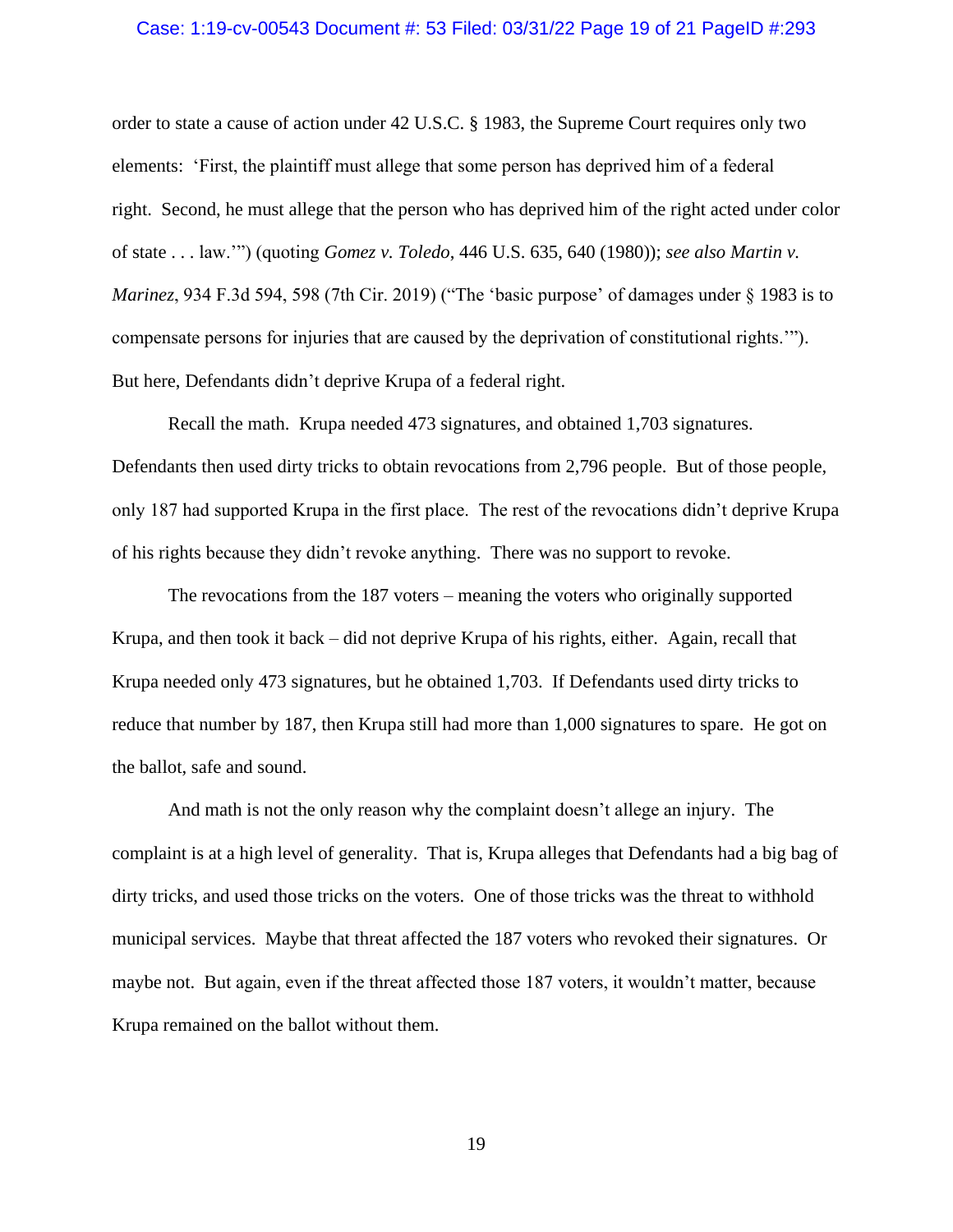order to state a cause of action under 42 U.S.C. § 1983, the Supreme Court requires only two elements: 'First, the plaintiff must allege that some person has deprived him of a federal right. Second, he must allege that the person who has deprived him of the right acted under color of state . . . law.'") (quoting *Gomez v. Toledo*, 446 U.S. 635, 640 (1980)); *see also Martin v. Marinez*, 934 F.3d 594, 598 (7th Cir. 2019) ("The 'basic purpose' of damages under § 1983 is to compensate persons for injuries that are caused by the deprivation of constitutional rights.'"). But here, Defendants didn't deprive Krupa of a federal right.

Recall the math. Krupa needed 473 signatures, and obtained 1,703 signatures. Defendants then used dirty tricks to obtain revocations from 2,796 people. But of those people, only 187 had supported Krupa in the first place. The rest of the revocations didn't deprive Krupa of his rights because they didn't revoke anything. There was no support to revoke.

The revocations from the 187 voters – meaning the voters who originally supported Krupa, and then took it back – did not deprive Krupa of his rights, either. Again, recall that Krupa needed only 473 signatures, but he obtained 1,703. If Defendants used dirty tricks to reduce that number by 187, then Krupa still had more than 1,000 signatures to spare. He got on the ballot, safe and sound.

And math is not the only reason why the complaint doesn't allege an injury. The complaint is at a high level of generality. That is, Krupa alleges that Defendants had a big bag of dirty tricks, and used those tricks on the voters. One of those tricks was the threat to withhold municipal services. Maybe that threat affected the 187 voters who revoked their signatures. Or maybe not. But again, even if the threat affected those 187 voters, it wouldn't matter, because Krupa remained on the ballot without them.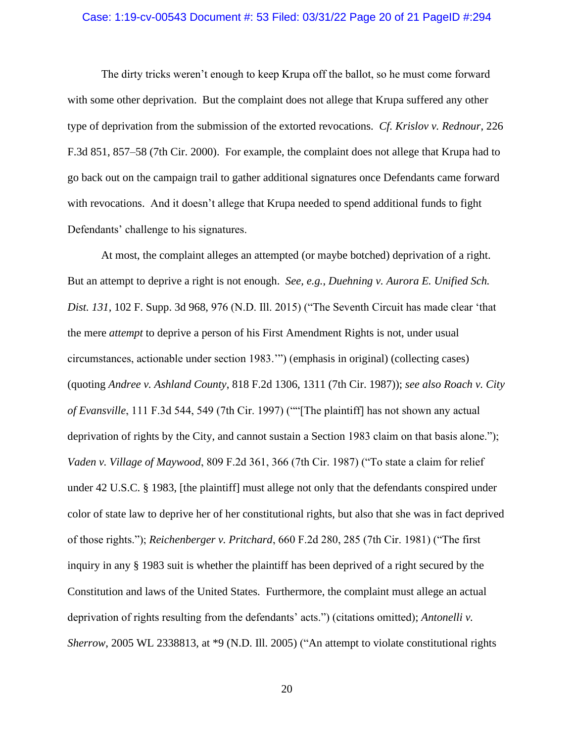The dirty tricks weren't enough to keep Krupa off the ballot, so he must come forward with some other deprivation. But the complaint does not allege that Krupa suffered any other type of deprivation from the submission of the extorted revocations. *Cf. Krislov v. Rednour*, 226 F.3d 851, 857–58 (7th Cir. 2000). For example, the complaint does not allege that Krupa had to go back out on the campaign trail to gather additional signatures once Defendants came forward with revocations. And it doesn't allege that Krupa needed to spend additional funds to fight Defendants' challenge to his signatures.

At most, the complaint alleges an attempted (or maybe botched) deprivation of a right. But an attempt to deprive a right is not enough. *See, e.g.*, *Duehning v. Aurora E. Unified Sch. Dist. 131*, 102 F. Supp. 3d 968, 976 (N.D. Ill. 2015) ("The Seventh Circuit has made clear 'that the mere *attempt* to deprive a person of his First Amendment Rights is not, under usual circumstances, actionable under section 1983.'") (emphasis in original) (collecting cases) (quoting *Andree v. Ashland County*, 818 F.2d 1306, 1311 (7th Cir. 1987)); *see also Roach v. City of Evansville*, 111 F.3d 544, 549 (7th Cir. 1997) (""[The plaintiff] has not shown any actual deprivation of rights by the City, and cannot sustain a Section 1983 claim on that basis alone."); *Vaden v. Village of Maywood*, 809 F.2d 361, 366 (7th Cir. 1987) ("To state a claim for relief under 42 U.S.C. § 1983, [the plaintiff] must allege not only that the defendants conspired under color of state law to deprive her of her constitutional rights, but also that she was in fact deprived of those rights."); *Reichenberger v. Pritchard*, 660 F.2d 280, 285 (7th Cir. 1981) ("The first inquiry in any § 1983 suit is whether the plaintiff has been deprived of a right secured by the Constitution and laws of the United States. Furthermore, the complaint must allege an actual deprivation of rights resulting from the defendants' acts.") (citations omitted); *Antonelli v. Sherrow*, 2005 WL 2338813, at *9 (N.D. Ill. 2005) ("An attempt to violate constitutional rights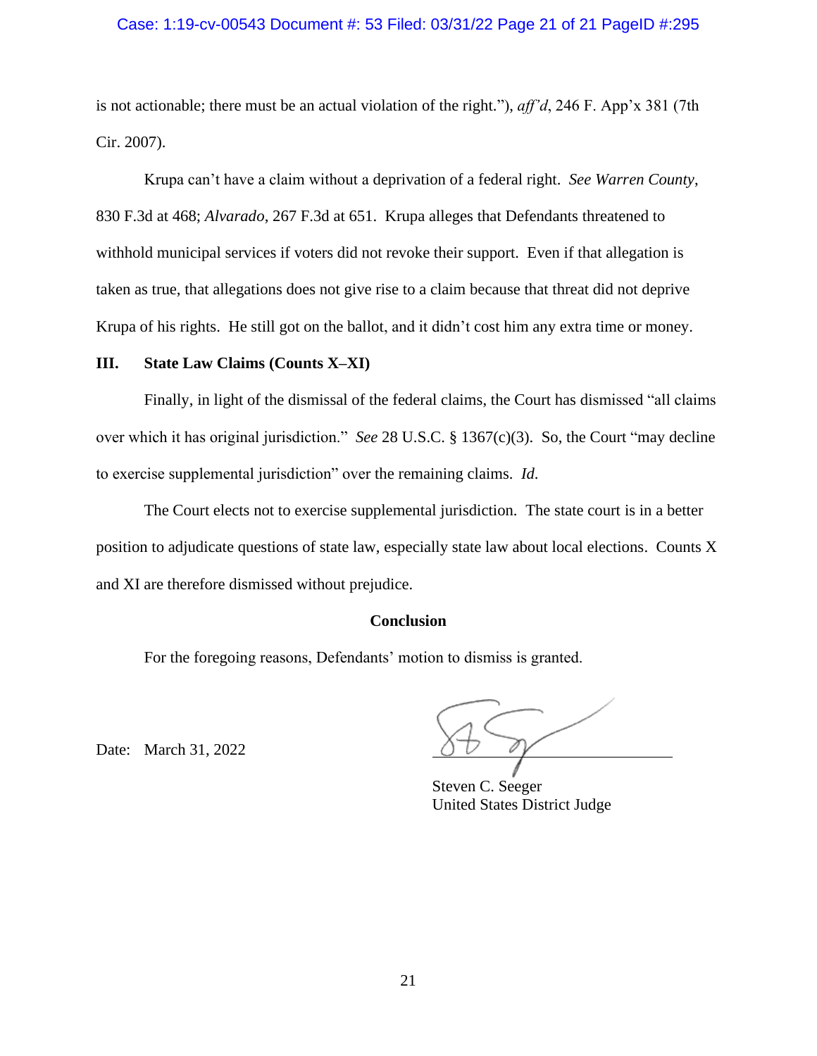is not actionable; there must be an actual violation of the right."), *aff'd*, 246 F. App'x 381 (7th Cir. 2007).

Krupa can't have a claim without a deprivation of a federal right. *See Warren County*, 830 F.3d at 468; *Alvarado*, 267 F.3d at 651. Krupa alleges that Defendants threatened to withhold municipal services if voters did not revoke their support. Even if that allegation is taken as true, that allegations does not give rise to a claim because that threat did not deprive Krupa of his rights. He still got on the ballot, and it didn't cost him any extra time or money.

## III. State Law Claims (Counts X–XI)

Finally, in light of the dismissal of the federal claims, the Court has dismissed "all claims over which it has original jurisdiction." *See* 28 U.S.C. § 1367(c)(3). So, the Court "may decline to exercise supplemental jurisdiction" over the remaining claims. *Id.*

The Court elects not to exercise supplemental jurisdiction. The state court is in a better position to adjudicate questions of state law, especially state law about local elections. Counts X and XI are therefore dismissed without prejudice.

## Conclusion

For the foregoing reasons, Defendants' motion to dismiss is granted.

Date: March 31, 2022

Steven C. Seeger
United States District Judge